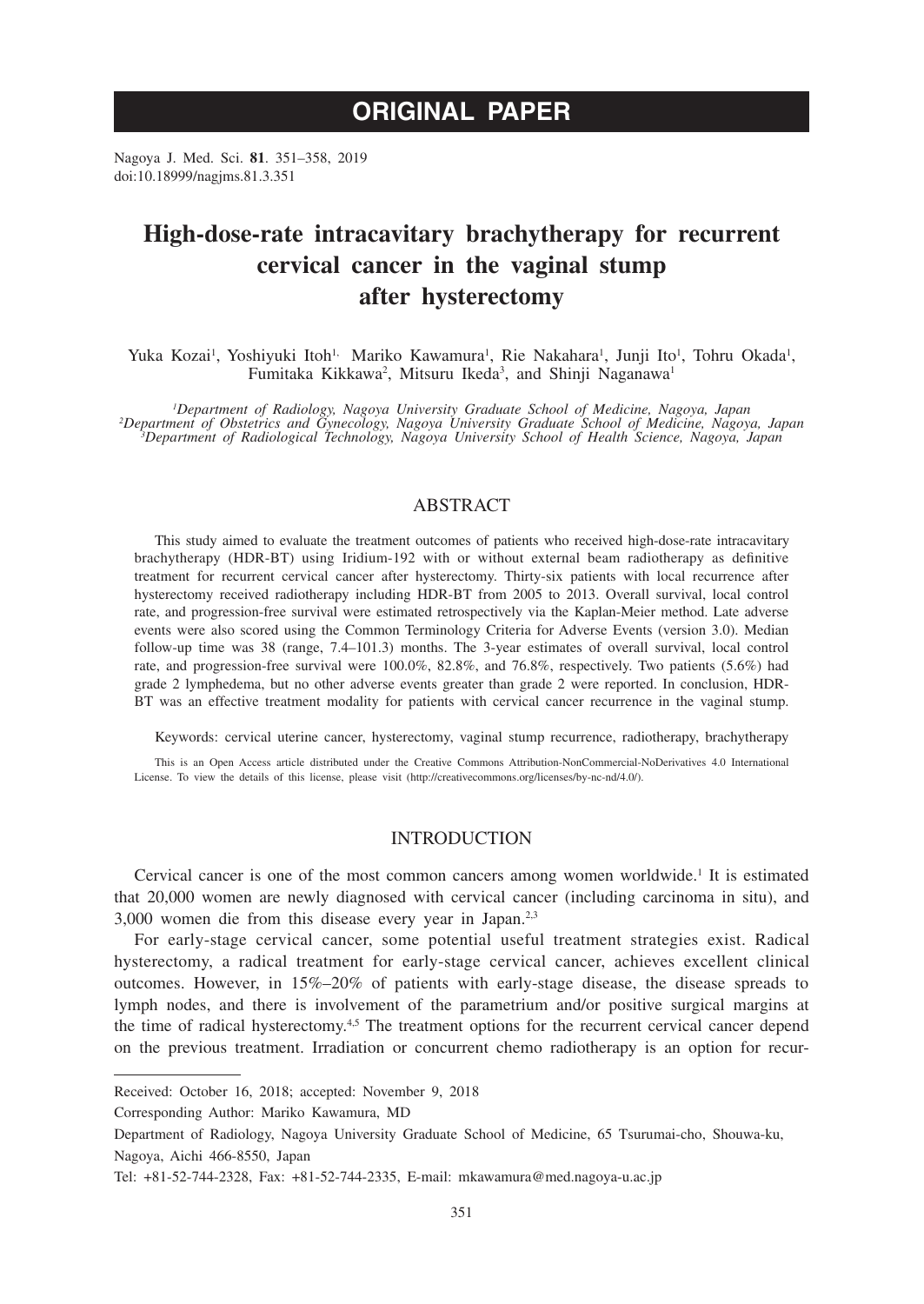# ORIGINAL PAPER

Nagoya J. Med. Sci. **81**. 351–358, 2019
doi:10.18999/nagjms.81.3.351

# High-dose-rate intracavitary brachytherapy for recurrent cervical cancer in the vaginal stump after hysterectomy

Yuka Kozai[1], Yoshiyuki Itoh[1], Mariko Kawamura[1], Rie Nakahara[1], Junji Ito[1], Tohru Okada[1], Fumitaka Kikkawa[2], Mitsuru Ikeda[3], and Shinji Naganawa[1]

*[1]Department of Radiology, Nagoya University Graduate School of Medicine, Nagoya, Japan*
*[2]Department of Obstetrics and Gynecology, Nagoya University Graduate School of Medicine, Nagoya, Japan*
*[3]Department of Radiological Technology, Nagoya University School of Health Science, Nagoya, Japan*

## ABSTRACT

This study aimed to evaluate the treatment outcomes of patients who received high-dose-rate intracavitary brachytherapy (HDR-BT) using Iridium-192 with or without external beam radiotherapy as definitive treatment for recurrent cervical cancer after hysterectomy. Thirty-six patients with local recurrence after hysterectomy received radiotherapy including HDR-BT from 2005 to 2013. Overall survival, local control rate, and progression-free survival were estimated retrospectively via the Kaplan-Meier method. Late adverse events were also scored using the Common Terminology Criteria for Adverse Events (version 3.0). Median follow-up time was 38 (range, 7.4–101.3) months. The 3-year estimates of overall survival, local control rate, and progression-free survival were 100.0%, 82.8%, and 76.8%, respectively. Two patients (5.6%) had grade 2 lymphedema, but no other adverse events greater than grade 2 were reported. In conclusion, HDR-BT was an effective treatment modality for patients with cervical cancer recurrence in the vaginal stump.

Keywords: cervical uterine cancer, hysterectomy, vaginal stump recurrence, radiotherapy, brachytherapy

This is an Open Access article distributed under the Creative Commons Attribution-NonCommercial-NoDerivatives 4.0 International License. To view the details of this license, please visit (http://creativecommons.org/licenses/by-nc-nd/4.0/).

## INTRODUCTION

Cervical cancer is one of the most common cancers among women worldwide.[1] It is estimated that 20,000 women are newly diagnosed with cervical cancer (including carcinoma in situ), and 3,000 women die from this disease every year in Japan.[2,3]

For early-stage cervical cancer, some potential useful treatment strategies exist. Radical hysterectomy, a radical treatment for early-stage cervical cancer, achieves excellent clinical outcomes. However, in 15%–20% of patients with early-stage disease, the disease spreads to lymph nodes, and there is involvement of the parametrium and/or positive surgical margins at the time of radical hysterectomy.[4,5] The treatment options for the recurrent cervical cancer depend on the previous treatment. Irradiation or concurrent chemo radiotherapy is an option for recur-

---

Received: October 16, 2018; accepted: November 9, 2018

Corresponding Author: Mariko Kawamura, MD

Department of Radiology, Nagoya University Graduate School of Medicine, 65 Tsurumai-cho, Shouwa-ku, Nagoya, Aichi 466-8550, Japan

Tel: +81-52-744-2328, Fax: +81-52-744-2335, E-mail: mkawamura@med.nagoya-u.ac.jp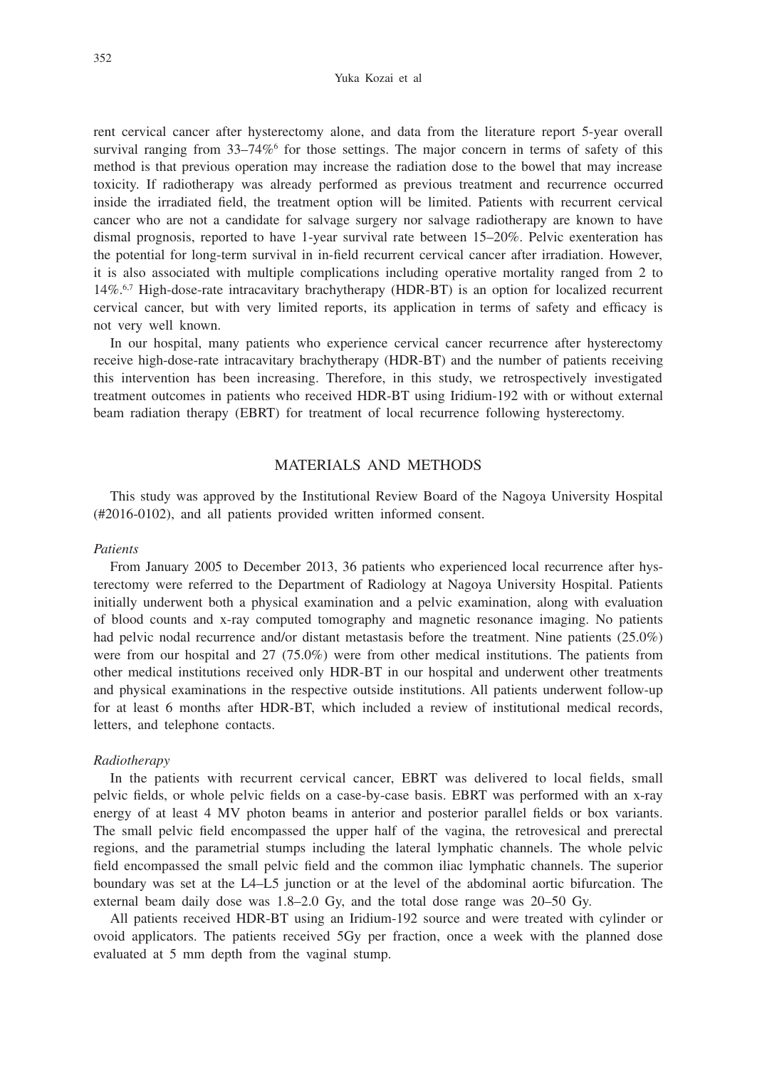rent cervical cancer after hysterectomy alone, and data from the literature report 5-year overall survival ranging from 33–74%[6] for those settings. The major concern in terms of safety of this method is that previous operation may increase the radiation dose to the bowel that may increase toxicity. If radiotherapy was already performed as previous treatment and recurrence occurred inside the irradiated field, the treatment option will be limited. Patients with recurrent cervical cancer who are not a candidate for salvage surgery nor salvage radiotherapy are known to have dismal prognosis, reported to have 1-year survival rate between 15–20%. Pelvic exenteration has the potential for long-term survival in in-field recurrent cervical cancer after irradiation. However, it is also associated with multiple complications including operative mortality ranged from 2 to 14%.[6,7] High-dose-rate intracavitary brachytherapy (HDR-BT) is an option for localized recurrent cervical cancer, but with very limited reports, its application in terms of safety and efficacy is not very well known.

In our hospital, many patients who experience cervical cancer recurrence after hysterectomy receive high-dose-rate intracavitary brachytherapy (HDR-BT) and the number of patients receiving this intervention has been increasing. Therefore, in this study, we retrospectively investigated treatment outcomes in patients who received HDR-BT using Iridium-192 with or without external beam radiation therapy (EBRT) for treatment of local recurrence following hysterectomy.

## MATERIALS AND METHODS

This study was approved by the Institutional Review Board of the Nagoya University Hospital (#2016-0102), and all patients provided written informed consent.

### *Patients*

From January 2005 to December 2013, 36 patients who experienced local recurrence after hysterectomy were referred to the Department of Radiology at Nagoya University Hospital. Patients initially underwent both a physical examination and a pelvic examination, along with evaluation of blood counts and x-ray computed tomography and magnetic resonance imaging. No patients had pelvic nodal recurrence and/or distant metastasis before the treatment. Nine patients (25.0%) were from our hospital and 27 (75.0%) were from other medical institutions. The patients from other medical institutions received only HDR-BT in our hospital and underwent other treatments and physical examinations in the respective outside institutions. All patients underwent follow-up for at least 6 months after HDR-BT, which included a review of institutional medical records, letters, and telephone contacts.

### *Radiotherapy*

In the patients with recurrent cervical cancer, EBRT was delivered to local fields, small pelvic fields, or whole pelvic fields on a case-by-case basis. EBRT was performed with an x-ray energy of at least 4 MV photon beams in anterior and posterior parallel fields or box variants. The small pelvic field encompassed the upper half of the vagina, the retrovesical and prerectal regions, and the parametrial stumps including the lateral lymphatic channels. The whole pelvic field encompassed the small pelvic field and the common iliac lymphatic channels. The superior boundary was set at the L4–L5 junction or at the level of the abdominal aortic bifurcation. The external beam daily dose was 1.8–2.0 Gy, and the total dose range was 20–50 Gy.

All patients received HDR-BT using an Iridium-192 source and were treated with cylinder or ovoid applicators. The patients received 5Gy per fraction, once a week with the planned dose evaluated at 5 mm depth from the vaginal stump.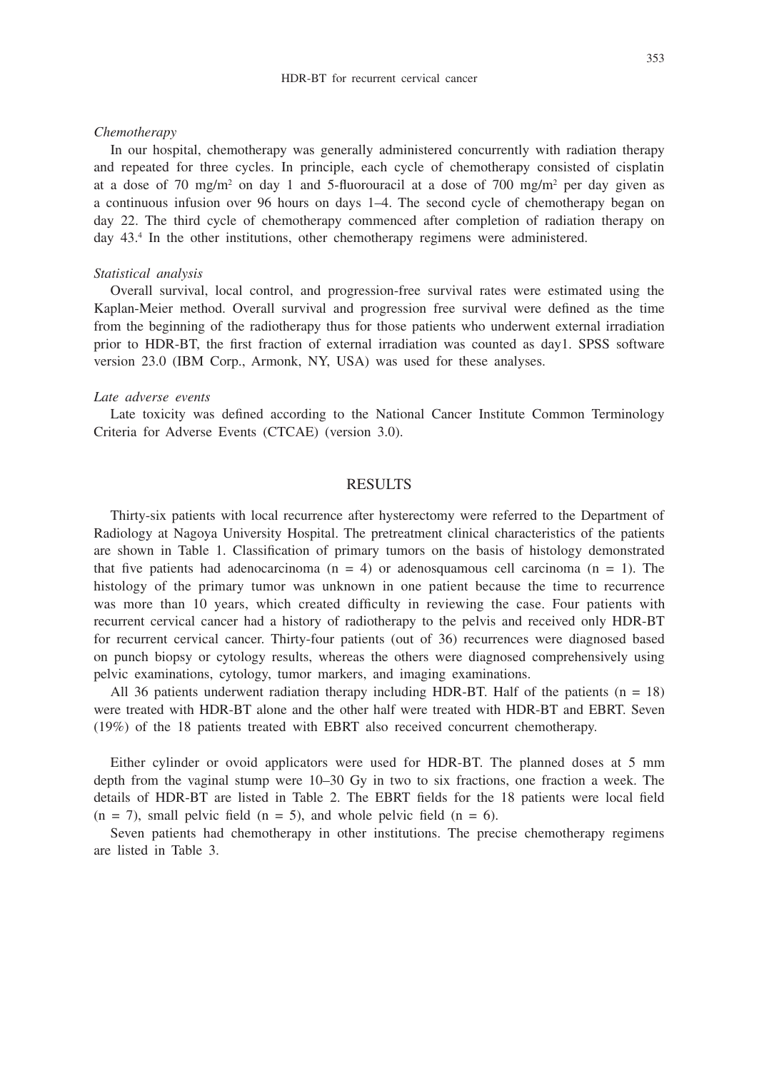*Chemotherapy*

In our hospital, chemotherapy was generally administered concurrently with radiation therapy and repeated for three cycles. In principle, each cycle of chemotherapy consisted of cisplatin at a dose of 70 mg/m$^2$ on day 1 and 5-fluorouracil at a dose of 700 mg/m$^2$ per day given as a continuous infusion over 96 hours on days 1–4. The second cycle of chemotherapy began on day 22. The third cycle of chemotherapy commenced after completion of radiation therapy on day 43.[4] In the other institutions, other chemotherapy regimens were administered.

*Statistical analysis*

Overall survival, local control, and progression-free survival rates were estimated using the Kaplan-Meier method. Overall survival and progression free survival were defined as the time from the beginning of the radiotherapy thus for those patients who underwent external irradiation prior to HDR-BT, the first fraction of external irradiation was counted as day1. SPSS software version 23.0 (IBM Corp., Armonk, NY, USA) was used for these analyses.

*Late adverse events*

Late toxicity was defined according to the National Cancer Institute Common Terminology Criteria for Adverse Events (CTCAE) (version 3.0).

## RESULTS

Thirty-six patients with local recurrence after hysterectomy were referred to the Department of Radiology at Nagoya University Hospital. The pretreatment clinical characteristics of the patients are shown in Table 1. Classification of primary tumors on the basis of histology demonstrated that five patients had adenocarcinoma (n = 4) or adenosquamous cell carcinoma (n = 1). The histology of the primary tumor was unknown in one patient because the time to recurrence was more than 10 years, which created difficulty in reviewing the case. Four patients with recurrent cervical cancer had a history of radiotherapy to the pelvis and received only HDR-BT for recurrent cervical cancer. Thirty-four patients (out of 36) recurrences were diagnosed based on punch biopsy or cytology results, whereas the others were diagnosed comprehensively using pelvic examinations, cytology, tumor markers, and imaging examinations.

All 36 patients underwent radiation therapy including HDR-BT. Half of the patients (n = 18) were treated with HDR-BT alone and the other half were treated with HDR-BT and EBRT. Seven (19%) of the 18 patients treated with EBRT also received concurrent chemotherapy.

Either cylinder or ovoid applicators were used for HDR-BT. The planned doses at 5 mm depth from the vaginal stump were 10–30 Gy in two to six fractions, one fraction a week. The details of HDR-BT are listed in Table 2. The EBRT fields for the 18 patients were local field (n = 7), small pelvic field (n = 5), and whole pelvic field (n = 6).

Seven patients had chemotherapy in other institutions. The precise chemotherapy regimens are listed in Table 3.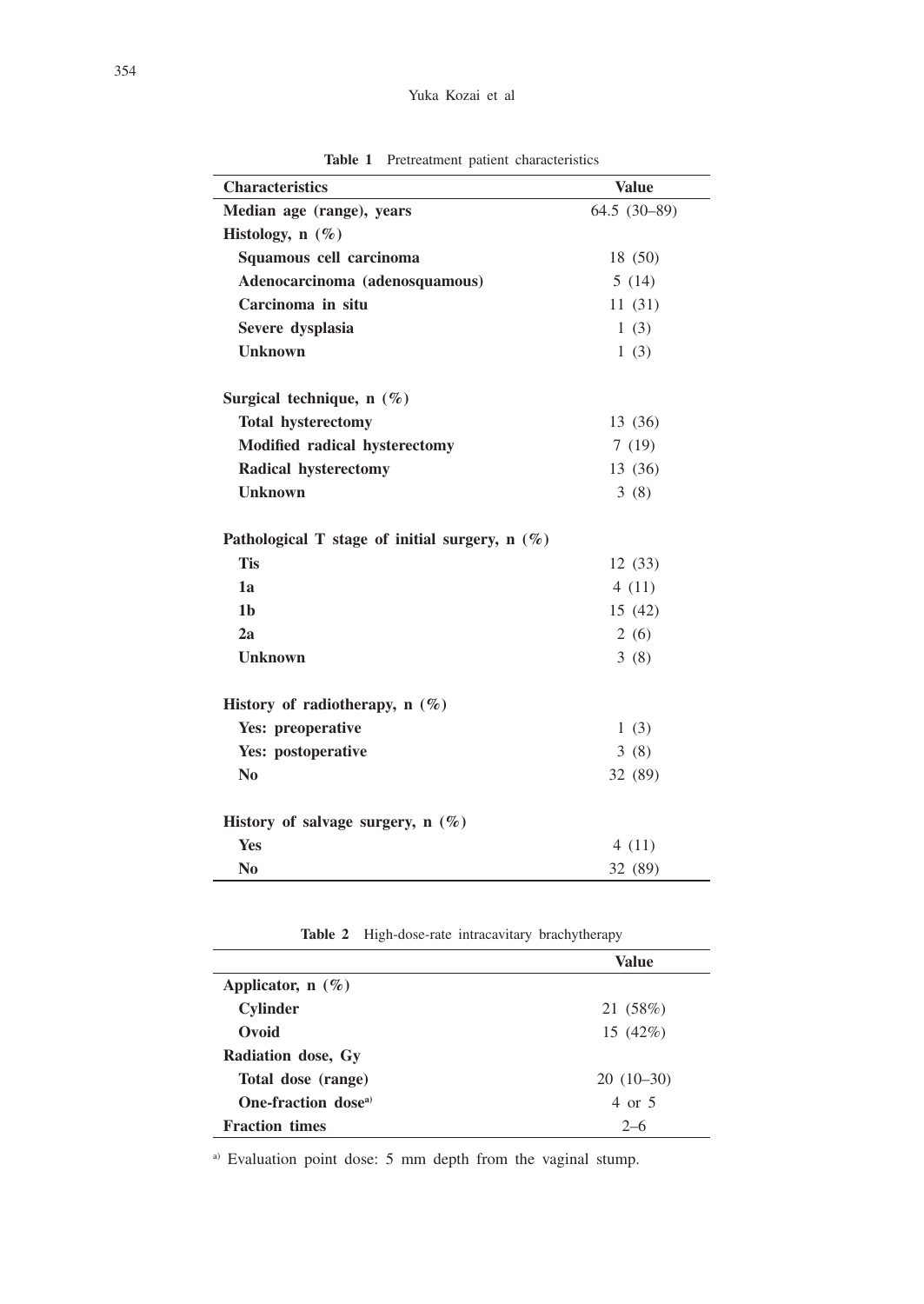**Table 1** Pretreatment patient characteristics

| Characteristics | Value |
|---|---|
| **Median age (range), years** | 64.5 (30–89) |
| **Histology, n (%)** | |
| **Squamous cell carcinoma** | 18 (50) |
| **Adenocarcinoma (adenosquamous)** | 5 (14) |
| **Carcinoma in situ** | 11 (31) |
| **Severe dysplasia** | 1 (3) |
| **Unknown** | 1 (3) |
| | |
| **Surgical technique, n (%)** | |
| **Total hysterectomy** | 13 (36) |
| **Modified radical hysterectomy** | 7 (19) |
| **Radical hysterectomy** | 13 (36) |
| **Unknown** | 3 (8) |
| | |
| **Pathological T stage of initial surgery, n (%)** | |
| **Tis** | 12 (33) |
| **1a** | 4 (11) |
| **1b** | 15 (42) |
| **2a** | 2 (6) |
| **Unknown** | 3 (8) |
| | |
| **History of radiotherapy, n (%)** | |
| **Yes: preoperative** | 1 (3) |
| **Yes: postoperative** | 3 (8) |
| **No** | 32 (89) |
| | |
| **History of salvage surgery, n (%)** | |
| **Yes** | 4 (11) |
| **No** | 32 (89) |

**Table 2** High-dose-rate intracavitary brachytherapy

| | Value |
|---|---|
| **Applicator, n (%)** | |
| **Cylinder** | 21 (58%) |
| **Ovoid** | 15 (42%) |
| **Radiation dose, Gy** | |
| **Total dose (range)** | 20 (10–30) |
| **One-fraction dose[a)]** | 4 or 5 |
| **Fraction times** | 2–6 |

[a)] Evaluation point dose: 5 mm depth from the vaginal stump.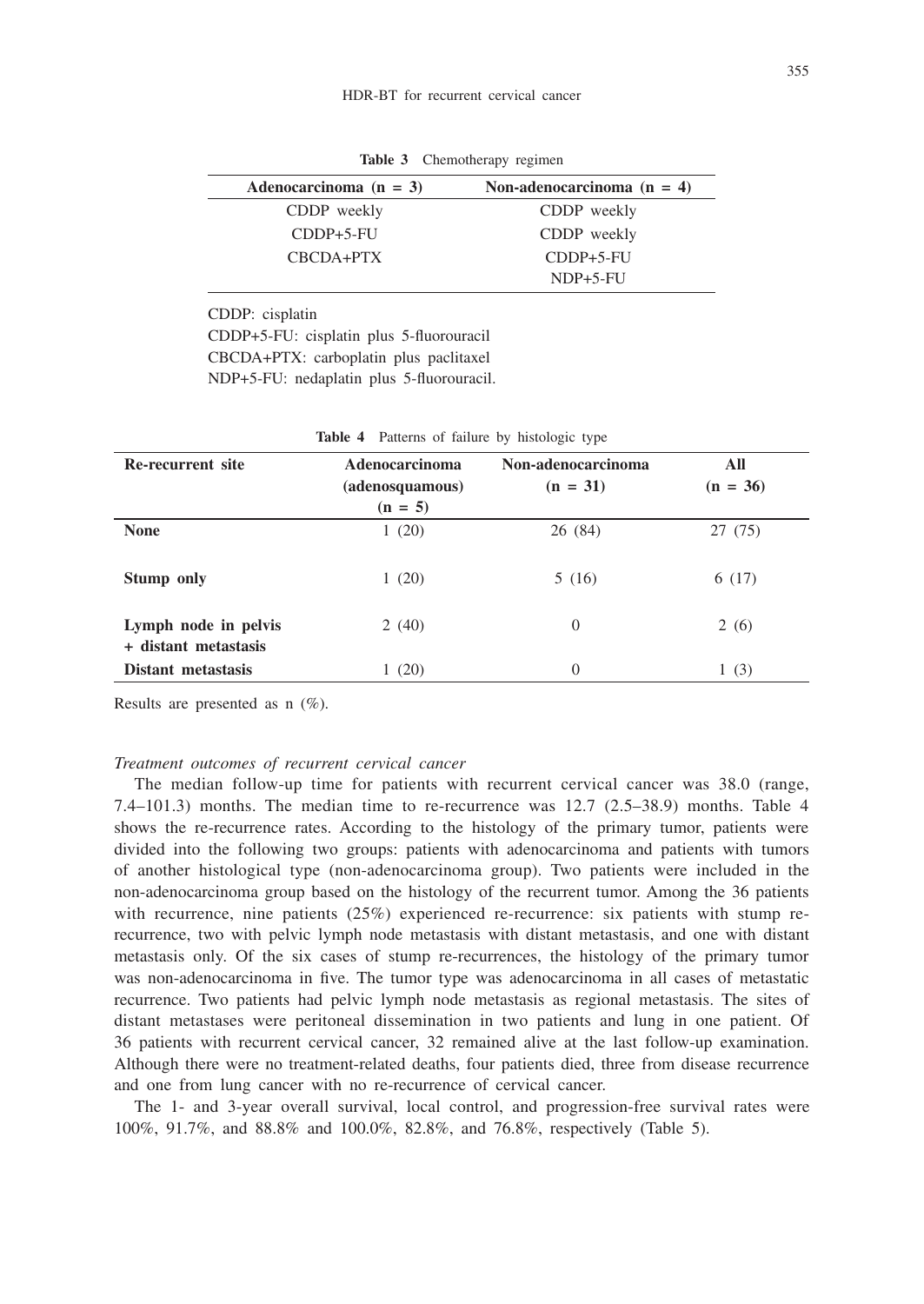**Table 3** Chemotherapy regimen

| Adenocarcinoma (n = 3) | Non-adenocarcinoma (n = 4) |
|---|---|
| CDDP weekly | CDDP weekly |
| CDDP+5-FU | CDDP weekly |
| CBCDA+PTX | CDDP+5-FU |
| | NDP+5-FU |

CDDP: cisplatin
CDDP+5-FU: cisplatin plus 5-fluorouracil
CBCDA+PTX: carboplatin plus paclitaxel
NDP+5-FU: nedaplatin plus 5-fluorouracil.

**Table 4** Patterns of failure by histologic type

| Re-recurrent site | Adenocarcinoma (adenosquamous) (n = 5) | Non-adenocarcinoma (n = 31) | All (n = 36) |
|---|---|---|---|
| **None** | 1 (20) | 26 (84) | 27 (75) |
| **Stump only** | 1 (20) | 5 (16) | 6 (17) |
| **Lymph node in pelvis + distant metastasis** | 2 (40) | 0 | 2 (6) |
| **Distant metastasis** | 1 (20) | 0 | 1 (3) |

Results are presented as n (%).

*Treatment outcomes of recurrent cervical cancer*

The median follow-up time for patients with recurrent cervical cancer was 38.0 (range, 7.4–101.3) months. The median time to re-recurrence was 12.7 (2.5–38.9) months. Table 4 shows the re-recurrence rates. According to the histology of the primary tumor, patients were divided into the following two groups: patients with adenocarcinoma and patients with tumors of another histological type (non-adenocarcinoma group). Two patients were included in the non-adenocarcinoma group based on the histology of the recurrent tumor. Among the 36 patients with recurrence, nine patients (25%) experienced re-recurrence: six patients with stump re-recurrence, two with pelvic lymph node metastasis with distant metastasis, and one with distant metastasis only. Of the six cases of stump re-recurrences, the histology of the primary tumor was non-adenocarcinoma in five. The tumor type was adenocarcinoma in all cases of metastatic recurrence. Two patients had pelvic lymph node metastasis as regional metastasis. The sites of distant metastases were peritoneal dissemination in two patients and lung in one patient. Of 36 patients with recurrent cervical cancer, 32 remained alive at the last follow-up examination. Although there were no treatment-related deaths, four patients died, three from disease recurrence and one from lung cancer with no re-recurrence of cervical cancer.

The 1- and 3-year overall survival, local control, and progression-free survival rates were 100%, 91.7%, and 88.8% and 100.0%, 82.8%, and 76.8%, respectively (Table 5).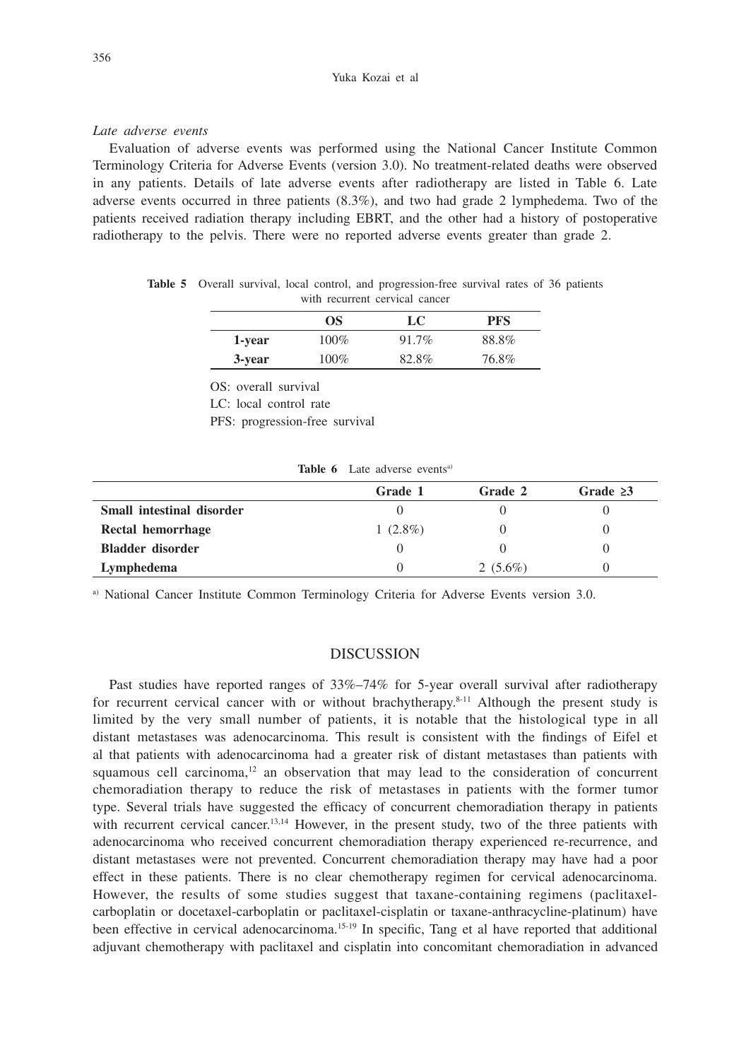*Late adverse events*

Evaluation of adverse events was performed using the National Cancer Institute Common Terminology Criteria for Adverse Events (version 3.0). No treatment-related deaths were observed in any patients. Details of late adverse events after radiotherapy are listed in Table 6. Late adverse events occurred in three patients (8.3%), and two had grade 2 lymphedema. Two of the patients received radiation therapy including EBRT, and the other had a history of postoperative radiotherapy to the pelvis. There were no reported adverse events greater than grade 2.

**Table 5** Overall survival, local control, and progression-free survival rates of 36 patients with recurrent cervical cancer

| | OS | LC | PFS |
|---|---|---|---|
| **1-year** | 100% | 91.7% | 88.8% |
| **3-year** | 100% | 82.8% | 76.8% |

OS: overall survival

LC: local control rate

PFS: progression-free survival

**Table 6** Late adverse events[a]

| | Grade 1 | Grade 2 | Grade ≥3 |
|---|---|---|---|
| **Small intestinal disorder** | 0 | 0 | 0 |
| **Rectal hemorrhage** | 1 (2.8%) | 0 | 0 |
| **Bladder disorder** | 0 | 0 | 0 |
| **Lymphedema** | 0 | 2 (5.6%) | 0 |

[a] National Cancer Institute Common Terminology Criteria for Adverse Events version 3.0.

## DISCUSSION

Past studies have reported ranges of 33%–74% for 5-year overall survival after radiotherapy for recurrent cervical cancer with or without brachytherapy.[8-11] Although the present study is limited by the very small number of patients, it is notable that the histological type in all distant metastases was adenocarcinoma. This result is consistent with the findings of Eifel et al that patients with adenocarcinoma had a greater risk of distant metastases than patients with squamous cell carcinoma,[12] an observation that may lead to the consideration of concurrent chemoradiation therapy to reduce the risk of metastases in patients with the former tumor type. Several trials have suggested the efficacy of concurrent chemoradiation therapy in patients with recurrent cervical cancer.[13,14] However, in the present study, two of the three patients with adenocarcinoma who received concurrent chemoradiation therapy experienced re-recurrence, and distant metastases were not prevented. Concurrent chemoradiation therapy may have had a poor effect in these patients. There is no clear chemotherapy regimen for cervical adenocarcinoma. However, the results of some studies suggest that taxane-containing regimens (paclitaxel-carboplatin or docetaxel-carboplatin or paclitaxel-cisplatin or taxane-anthracycline-platinum) have been effective in cervical adenocarcinoma.[15-19] In specific, Tang et al have reported that additional adjuvant chemotherapy with paclitaxel and cisplatin into concomitant chemoradiation in advanced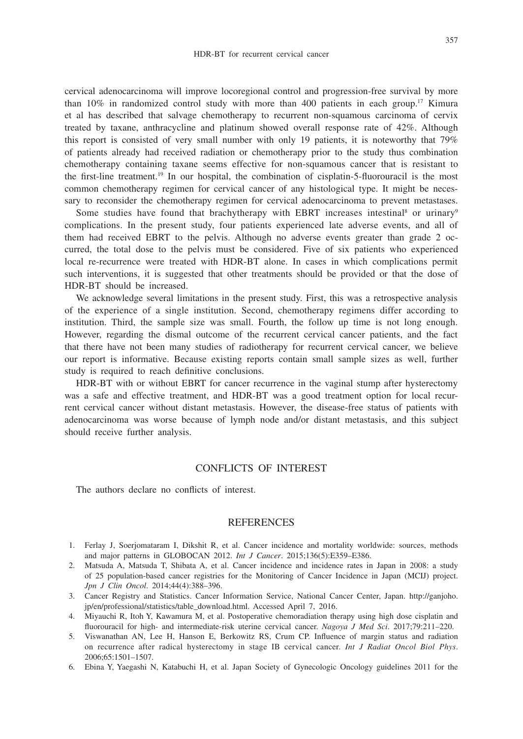cervical adenocarcinoma will improve locoregional control and progression-free survival by more than 10% in randomized control study with more than 400 patients in each group.[17] Kimura et al has described that salvage chemotherapy to recurrent non-squamous carcinoma of cervix treated by taxane, anthracycline and platinum showed overall response rate of 42%. Although this report is consisted of very small number with only 19 patients, it is noteworthy that 79% of patients already had received radiation or chemotherapy prior to the study thus combination chemotherapy containing taxane seems effective for non-squamous cancer that is resistant to the first-line treatment.[19] In our hospital, the combination of cisplatin-5-fluorouracil is the most common chemotherapy regimen for cervical cancer of any histological type. It might be necessary to reconsider the chemotherapy regimen for cervical adenocarcinoma to prevent metastases.

Some studies have found that brachytherapy with EBRT increases intestinal[8] or urinary[9] complications. In the present study, four patients experienced late adverse events, and all of them had received EBRT to the pelvis. Although no adverse events greater than grade 2 occurred, the total dose to the pelvis must be considered. Five of six patients who experienced local re-recurrence were treated with HDR-BT alone. In cases in which complications permit such interventions, it is suggested that other treatments should be provided or that the dose of HDR-BT should be increased.

We acknowledge several limitations in the present study. First, this was a retrospective analysis of the experience of a single institution. Second, chemotherapy regimens differ according to institution. Third, the sample size was small. Fourth, the follow up time is not long enough. However, regarding the dismal outcome of the recurrent cervical cancer patients, and the fact that there have not been many studies of radiotherapy for recurrent cervical cancer, we believe our report is informative. Because existing reports contain small sample sizes as well, further study is required to reach definitive conclusions.

HDR-BT with or without EBRT for cancer recurrence in the vaginal stump after hysterectomy was a safe and effective treatment, and HDR-BT was a good treatment option for local recurrent cervical cancer without distant metastasis. However, the disease-free status of patients with adenocarcinoma was worse because of lymph node and/or distant metastasis, and this subject should receive further analysis.

## CONFLICTS OF INTEREST

The authors declare no conflicts of interest.

## REFERENCES

1. Ferlay J, Soerjomataram I, Dikshit R, et al. Cancer incidence and mortality worldwide: sources, methods and major patterns in GLOBOCAN 2012. *Int J Cancer*. 2015;136(5):E359–E386.
2. Matsuda A, Matsuda T, Shibata A, et al. Cancer incidence and incidence rates in Japan in 2008: a study of 25 population-based cancer registries for the Monitoring of Cancer Incidence in Japan (MCIJ) project. *Jpn J Clin Oncol*. 2014;44(4):388–396.
3. Cancer Registry and Statistics. Cancer Information Service, National Cancer Center, Japan. http://ganjoho.jp/en/professional/statistics/table_download.html. Accessed April 7, 2016.
4. Miyauchi R, Itoh Y, Kawamura M, et al. Postoperative chemoradiation therapy using high dose cisplatin and fluorouracil for high- and intermediate-risk uterine cervical cancer. *Nagoya J Med Sci*. 2017;79:211–220.
5. Viswanathan AN, Lee H, Hanson E, Berkowitz RS, Crum CP. Influence of margin status and radiation on recurrence after radical hysterectomy in stage IB cervical cancer. *Int J Radiat Oncol Biol Phys*. 2006;65:1501–1507.
6. Ebina Y, Yaegashi N, Katabuchi H, et al. Japan Society of Gynecologic Oncology guidelines 2011 for the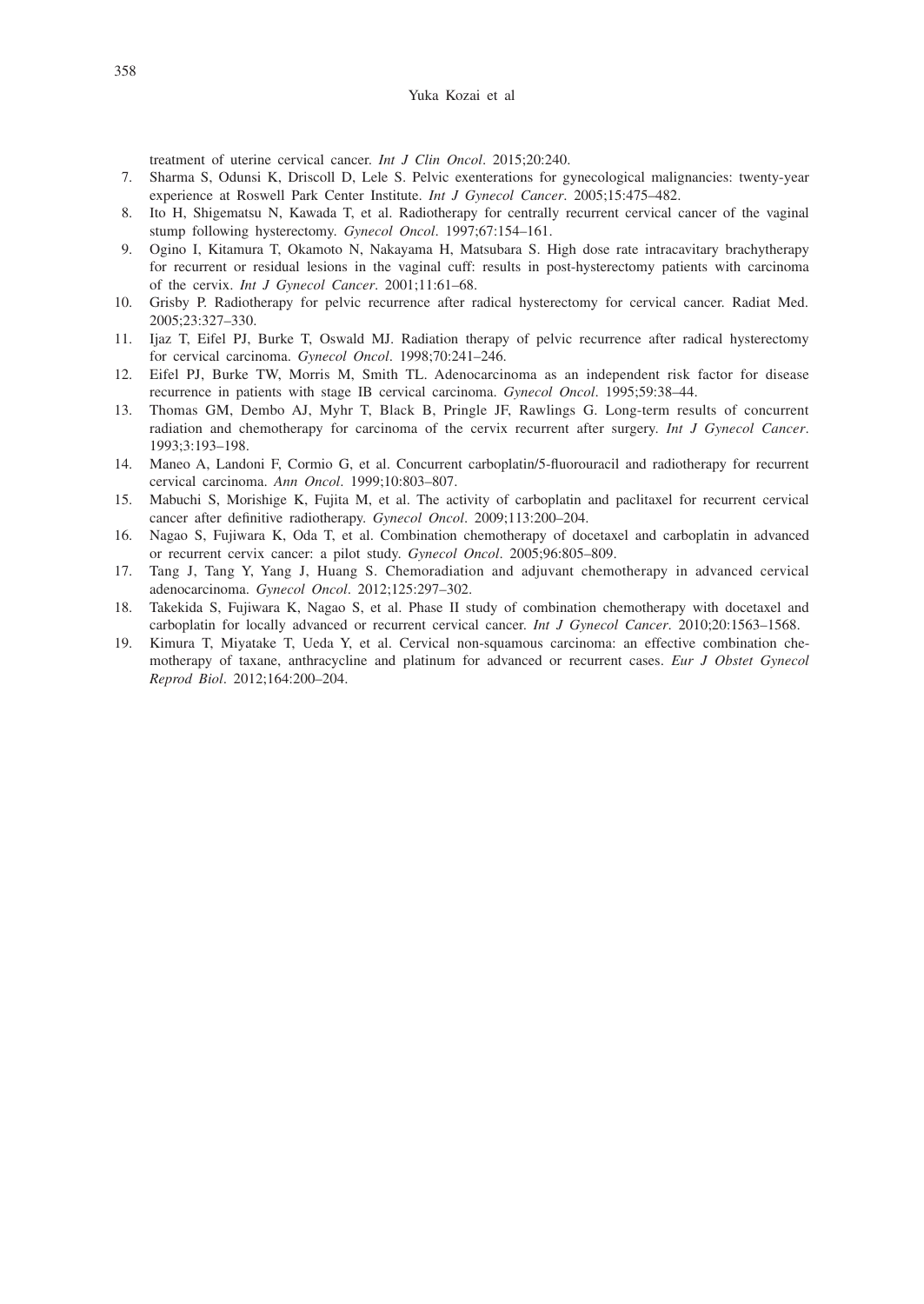treatment of uterine cervical cancer. *Int J Clin Oncol*. 2015;20:240.

7. Sharma S, Odunsi K, Driscoll D, Lele S. Pelvic exenterations for gynecological malignancies: twenty-year experience at Roswell Park Center Institute. *Int J Gynecol Cancer*. 2005;15:475–482.
8. Ito H, Shigematsu N, Kawada T, et al. Radiotherapy for centrally recurrent cervical cancer of the vaginal stump following hysterectomy. *Gynecol Oncol*. 1997;67:154–161.
9. Ogino I, Kitamura T, Okamoto N, Nakayama H, Matsubara S. High dose rate intracavitary brachytherapy for recurrent or residual lesions in the vaginal cuff: results in post-hysterectomy patients with carcinoma of the cervix. *Int J Gynecol Cancer*. 2001;11:61–68.
10. Grisby P. Radiotherapy for pelvic recurrence after radical hysterectomy for cervical cancer. Radiat Med. 2005;23:327–330.
11. Ijaz T, Eifel PJ, Burke T, Oswald MJ. Radiation therapy of pelvic recurrence after radical hysterectomy for cervical carcinoma. *Gynecol Oncol*. 1998;70:241–246.
12. Eifel PJ, Burke TW, Morris M, Smith TL. Adenocarcinoma as an independent risk factor for disease recurrence in patients with stage IB cervical carcinoma. *Gynecol Oncol*. 1995;59:38–44.
13. Thomas GM, Dembo AJ, Myhr T, Black B, Pringle JF, Rawlings G. Long-term results of concurrent radiation and chemotherapy for carcinoma of the cervix recurrent after surgery. *Int J Gynecol Cancer*. 1993;3:193–198.
14. Maneo A, Landoni F, Cormio G, et al. Concurrent carboplatin/5-fluorouracil and radiotherapy for recurrent cervical carcinoma. *Ann Oncol*. 1999;10:803–807.
15. Mabuchi S, Morishige K, Fujita M, et al. The activity of carboplatin and paclitaxel for recurrent cervical cancer after definitive radiotherapy. *Gynecol Oncol*. 2009;113:200–204.
16. Nagao S, Fujiwara K, Oda T, et al. Combination chemotherapy of docetaxel and carboplatin in advanced or recurrent cervix cancer: a pilot study. *Gynecol Oncol*. 2005;96:805–809.
17. Tang J, Tang Y, Yang J, Huang S. Chemoradiation and adjuvant chemotherapy in advanced cervical adenocarcinoma. *Gynecol Oncol*. 2012;125:297–302.
18. Takekida S, Fujiwara K, Nagao S, et al. Phase II study of combination chemotherapy with docetaxel and carboplatin for locally advanced or recurrent cervical cancer. *Int J Gynecol Cancer*. 2010;20:1563–1568.
19. Kimura T, Miyatake T, Ueda Y, et al. Cervical non-squamous carcinoma: an effective combination chemotherapy of taxane, anthracycline and platinum for advanced or recurrent cases. *Eur J Obstet Gynecol Reprod Biol*. 2012;164:200–204.